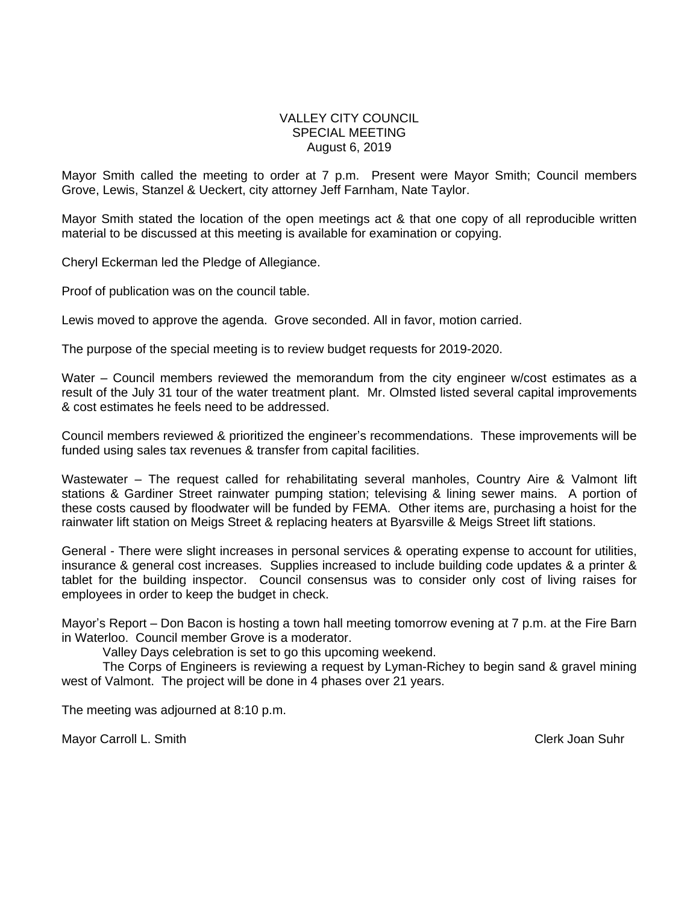# VALLEY CITY COUNCIL
## SPECIAL MEETING
### August 6, 2019

Mayor Smith called the meeting to order at 7 p.m. Present were Mayor Smith; Council members Grove, Lewis, Stanzel & Ueckert, city attorney Jeff Farnham, Nate Taylor.

Mayor Smith stated the location of the open meetings act & that one copy of all reproducible written material to be discussed at this meeting is available for examination or copying.

Cheryl Eckerman led the Pledge of Allegiance.

Proof of publication was on the council table.

Lewis moved to approve the agenda. Grove seconded. All in favor, motion carried.

The purpose of the special meeting is to review budget requests for 2019-2020.

Water – Council members reviewed the memorandum from the city engineer w/cost estimates as a result of the July 31 tour of the water treatment plant. Mr. Olmsted listed several capital improvements & cost estimates he feels need to be addressed.

Council members reviewed & prioritized the engineer's recommendations. These improvements will be funded using sales tax revenues & transfer from capital facilities.

Wastewater – The request called for rehabilitating several manholes, Country Aire & Valmont lift stations & Gardiner Street rainwater pumping station; televising & lining sewer mains. A portion of these costs caused by floodwater will be funded by FEMA. Other items are, purchasing a hoist for the rainwater lift station on Meigs Street & replacing heaters at Byarsville & Meigs Street lift stations.

General - There were slight increases in personal services & operating expense to account for utilities, insurance & general cost increases. Supplies increased to include building code updates & a printer & tablet for the building inspector. Council consensus was to consider only cost of living raises for employees in order to keep the budget in check.

Mayor's Report – Don Bacon is hosting a town hall meeting tomorrow evening at 7 p.m. at the Fire Barn in Waterloo. Council member Grove is a moderator.

Valley Days celebration is set to go this upcoming weekend.

The Corps of Engineers is reviewing a request by Lyman-Richey to begin sand & gravel mining west of Valmont. The project will be done in 4 phases over 21 years.

The meeting was adjourned at 8:10 p.m.

Mayor Carroll L. Smith                Clerk Joan Suhr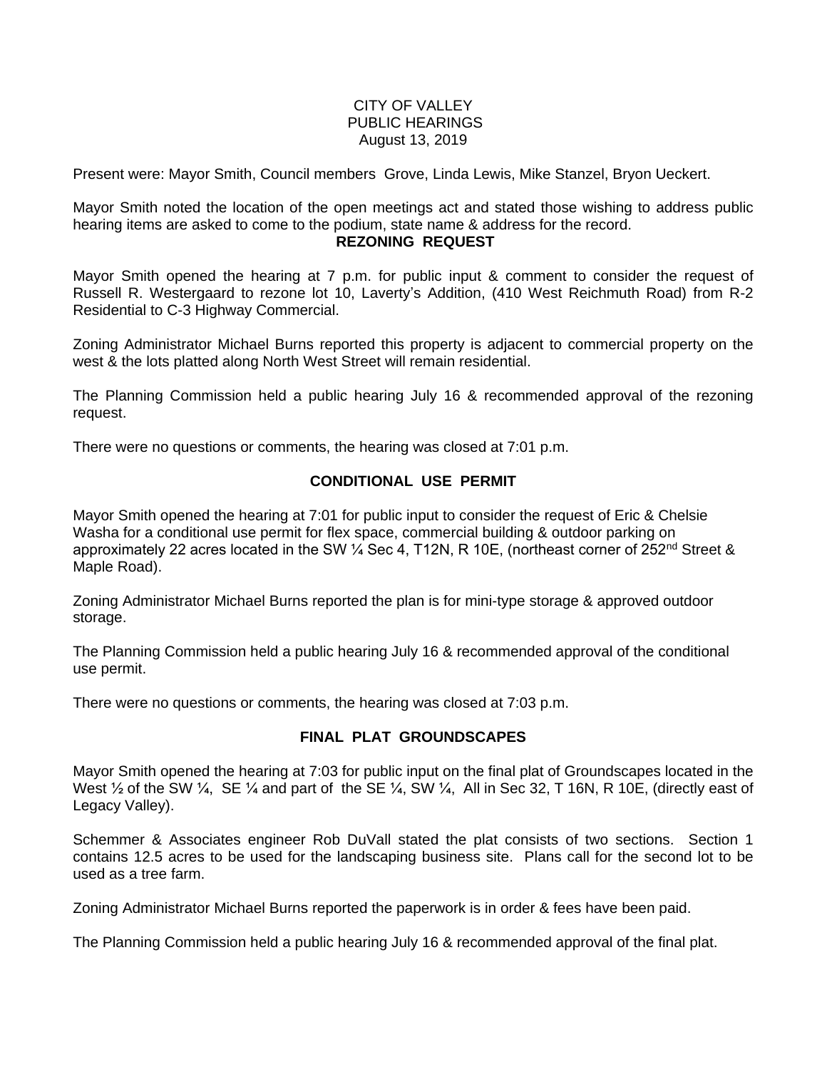CITY OF VALLEY
PUBLIC HEARINGS
August 13, 2019

Present were: Mayor Smith, Council members Grove, Linda Lewis, Mike Stanzel, Bryon Ueckert.

Mayor Smith noted the location of the open meetings act and stated those wishing to address public hearing items are asked to come to the podium, state name & address for the record.

**REZONING REQUEST**

Mayor Smith opened the hearing at 7 p.m. for public input & comment to consider the request of Russell R. Westergaard to rezone lot 10, Laverty's Addition, (410 West Reichmuth Road) from R-2 Residential to C-3 Highway Commercial.

Zoning Administrator Michael Burns reported this property is adjacent to commercial property on the west & the lots platted along North West Street will remain residential.

The Planning Commission held a public hearing July 16 & recommended approval of the rezoning request.

There were no questions or comments, the hearing was closed at 7:01 p.m.

**CONDITIONAL USE PERMIT**

Mayor Smith opened the hearing at 7:01 for public input to consider the request of Eric & Chelsie Washa for a conditional use permit for flex space, commercial building & outdoor parking on approximately 22 acres located in the SW ¼ Sec 4, T12N, R 10E, (northeast corner of 252nd Street & Maple Road).

Zoning Administrator Michael Burns reported the plan is for mini-type storage & approved outdoor storage.

The Planning Commission held a public hearing July 16 & recommended approval of the conditional use permit.

There were no questions or comments, the hearing was closed at 7:03 p.m.

**FINAL PLAT GROUNDSCAPES**

Mayor Smith opened the hearing at 7:03 for public input on the final plat of Groundscapes located in the West ½ of the SW ¼, SE ¼ and part of the SE ¼, SW ¼, All in Sec 32, T 16N, R 10E, (directly east of Legacy Valley).

Schemmer & Associates engineer Rob DuVall stated the plat consists of two sections. Section 1 contains 12.5 acres to be used for the landscaping business site. Plans call for the second lot to be used as a tree farm.

Zoning Administrator Michael Burns reported the paperwork is in order & fees have been paid.

The Planning Commission held a public hearing July 16 & recommended approval of the final plat.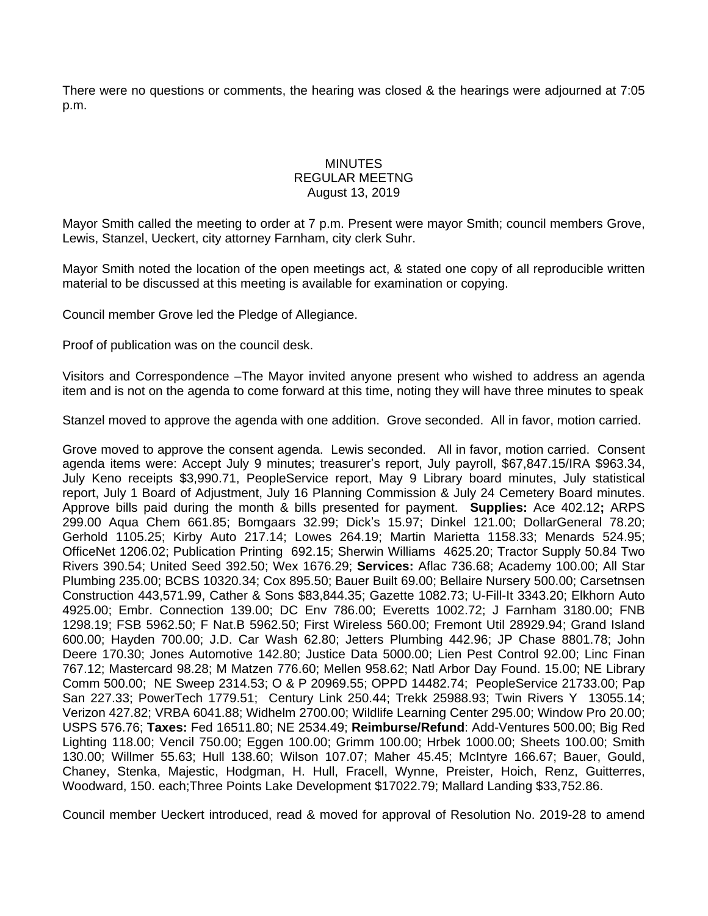There were no questions or comments, the hearing was closed & the hearings were adjourned at 7:05 p.m.

MINUTES
REGULAR MEETNG
August 13, 2019

Mayor Smith called the meeting to order at 7 p.m. Present were mayor Smith; council members Grove, Lewis, Stanzel, Ueckert, city attorney Farnham, city clerk Suhr.

Mayor Smith noted the location of the open meetings act, & stated one copy of all reproducible written material to be discussed at this meeting is available for examination or copying.

Council member Grove led the Pledge of Allegiance.

Proof of publication was on the council desk.

Visitors and Correspondence –The Mayor invited anyone present who wished to address an agenda item and is not on the agenda to come forward at this time, noting they will have three minutes to speak

Stanzel moved to approve the agenda with one addition. Grove seconded. All in favor, motion carried.

Grove moved to approve the consent agenda. Lewis seconded. All in favor, motion carried. Consent agenda items were: Accept July 9 minutes; treasurer's report, July payroll, $67,847.15/IRA $963.34, July Keno receipts $3,990.71, PeopleService report, May 9 Library board minutes, July statistical report, July 1 Board of Adjustment, July 16 Planning Commission & July 24 Cemetery Board minutes. Approve bills paid during the month & bills presented for payment. **Supplies:** Ace 402.12**;** ARPS 299.00 Aqua Chem 661.85; Bomgaars 32.99; Dick's 15.97; Dinkel 121.00; DollarGeneral 78.20; Gerhold 1105.25; Kirby Auto 217.14; Lowes 264.19; Martin Marietta 1158.33; Menards 524.95; OfficeNet 1206.02; Publication Printing 692.15; Sherwin Williams 4625.20; Tractor Supply 50.84 Two Rivers 390.54; United Seed 392.50; Wex 1676.29; **Services:** Aflac 736.68; Academy 100.00; All Star Plumbing 235.00; BCBS 10320.34; Cox 895.50; Bauer Built 69.00; Bellaire Nursery 500.00; Carsetnsen Construction 443,571.99, Cather & Sons $83,844.35; Gazette 1082.73; U-Fill-It 3343.20; Elkhorn Auto 4925.00; Embr. Connection 139.00; DC Env 786.00; Everetts 1002.72; J Farnham 3180.00; FNB 1298.19; FSB 5962.50; F Nat.B 5962.50; First Wireless 560.00; Fremont Util 28929.94; Grand Island 600.00; Hayden 700.00; J.D. Car Wash 62.80; Jetters Plumbing 442.96; JP Chase 8801.78; John Deere 170.30; Jones Automotive 142.80; Justice Data 5000.00; Lien Pest Control 92.00; Linc Finan 767.12; Mastercard 98.28; M Matzen 776.60; Mellen 958.62; Natl Arbor Day Found. 15.00; NE Library Comm 500.00; NE Sweep 2314.53; O & P 20969.55; OPPD 14482.74; PeopleService 21733.00; Pap San 227.33; PowerTech 1779.51; Century Link 250.44; Trekk 25988.93; Twin Rivers Y 13055.14; Verizon 427.82; VRBA 6041.88; Widhelm 2700.00; Wildlife Learning Center 295.00; Window Pro 20.00; USPS 576.76; **Taxes:** Fed 16511.80; NE 2534.49; **Reimburse/Refund**: Add-Ventures 500.00; Big Red Lighting 118.00; Vencil 750.00; Eggen 100.00; Grimm 100.00; Hrbek 1000.00; Sheets 100.00; Smith 130.00; Willmer 55.63; Hull 138.60; Wilson 107.07; Maher 45.45; McIntyre 166.67; Bauer, Gould, Chaney, Stenka, Majestic, Hodgman, H. Hull, Fracell, Wynne, Preister, Hoich, Renz, Guitterres, Woodward, 150. each;Three Points Lake Development $17022.79; Mallard Landing $33,752.86.

Council member Ueckert introduced, read & moved for approval of Resolution No. 2019-28 to amend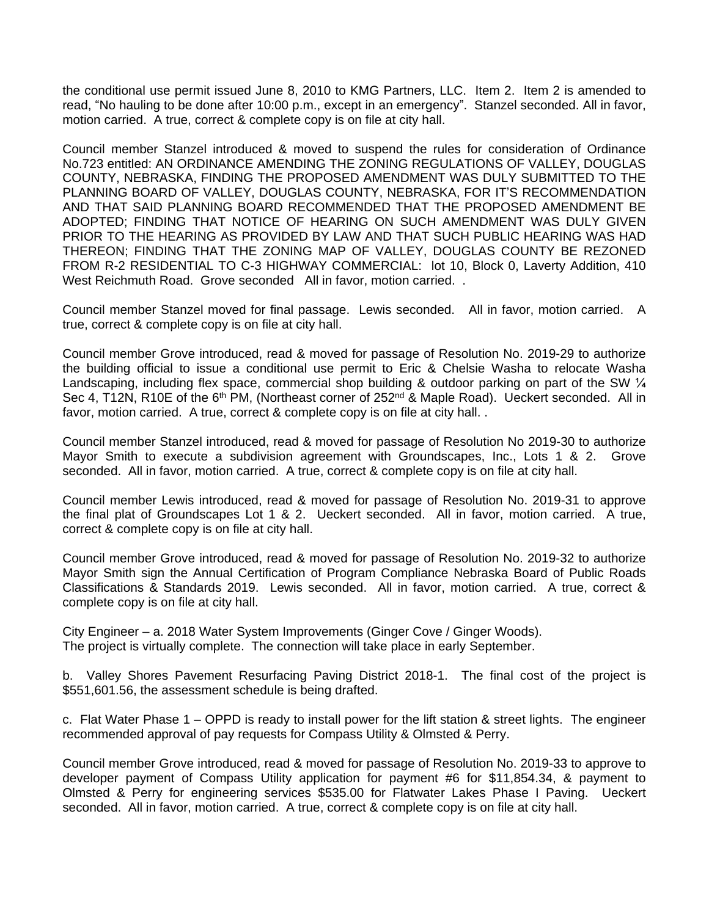the conditional use permit issued June 8, 2010 to KMG Partners, LLC. Item 2. Item 2 is amended to read, "No hauling to be done after 10:00 p.m., except in an emergency". Stanzel seconded. All in favor, motion carried. A true, correct & complete copy is on file at city hall.

Council member Stanzel introduced & moved to suspend the rules for consideration of Ordinance No.723 entitled: AN ORDINANCE AMENDING THE ZONING REGULATIONS OF VALLEY, DOUGLAS COUNTY, NEBRASKA, FINDING THE PROPOSED AMENDMENT WAS DULY SUBMITTED TO THE PLANNING BOARD OF VALLEY, DOUGLAS COUNTY, NEBRASKA, FOR IT'S RECOMMENDATION AND THAT SAID PLANNING BOARD RECOMMENDED THAT THE PROPOSED AMENDMENT BE ADOPTED; FINDING THAT NOTICE OF HEARING ON SUCH AMENDMENT WAS DULY GIVEN PRIOR TO THE HEARING AS PROVIDED BY LAW AND THAT SUCH PUBLIC HEARING WAS HAD THEREON; FINDING THAT THE ZONING MAP OF VALLEY, DOUGLAS COUNTY BE REZONED FROM R-2 RESIDENTIAL TO C-3 HIGHWAY COMMERCIAL: lot 10, Block 0, Laverty Addition, 410 West Reichmuth Road. Grove seconded All in favor, motion carried. .

Council member Stanzel moved for final passage. Lewis seconded. All in favor, motion carried. A true, correct & complete copy is on file at city hall.

Council member Grove introduced, read & moved for passage of Resolution No. 2019-29 to authorize the building official to issue a conditional use permit to Eric & Chelsie Washa to relocate Washa Landscaping, including flex space, commercial shop building & outdoor parking on part of the SW ¼ Sec 4, T12N, R10E of the 6th PM, (Northeast corner of 252nd & Maple Road). Ueckert seconded. All in favor, motion carried. A true, correct & complete copy is on file at city hall. .

Council member Stanzel introduced, read & moved for passage of Resolution No 2019-30 to authorize Mayor Smith to execute a subdivision agreement with Groundscapes, Inc., Lots 1 & 2. Grove seconded. All in favor, motion carried. A true, correct & complete copy is on file at city hall.

Council member Lewis introduced, read & moved for passage of Resolution No. 2019-31 to approve the final plat of Groundscapes Lot 1 & 2. Ueckert seconded. All in favor, motion carried. A true, correct & complete copy is on file at city hall.

Council member Grove introduced, read & moved for passage of Resolution No. 2019-32 to authorize Mayor Smith sign the Annual Certification of Program Compliance Nebraska Board of Public Roads Classifications & Standards 2019. Lewis seconded. All in favor, motion carried. A true, correct & complete copy is on file at city hall.

City Engineer – a. 2018 Water System Improvements (Ginger Cove / Ginger Woods).
The project is virtually complete. The connection will take place in early September.

b. Valley Shores Pavement Resurfacing Paving District 2018-1. The final cost of the project is $551,601.56, the assessment schedule is being drafted.

c. Flat Water Phase 1 – OPPD is ready to install power for the lift station & street lights. The engineer recommended approval of pay requests for Compass Utility & Olmsted & Perry.

Council member Grove introduced, read & moved for passage of Resolution No. 2019-33 to approve to developer payment of Compass Utility application for payment #6 for $11,854.34, & payment to Olmsted & Perry for engineering services $535.00 for Flatwater Lakes Phase I Paving. Ueckert seconded. All in favor, motion carried. A true, correct & complete copy is on file at city hall.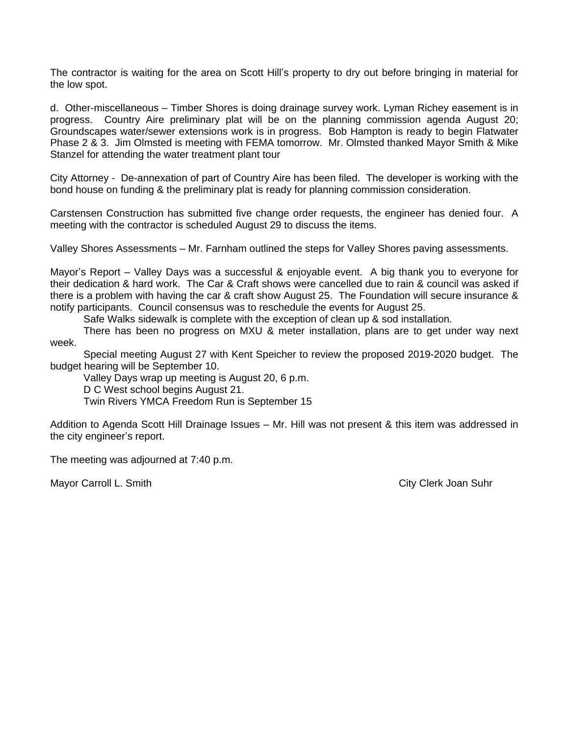The contractor is waiting for the area on Scott Hill's property to dry out before bringing in material for the low spot.

d. Other-miscellaneous – Timber Shores is doing drainage survey work. Lyman Richey easement is in progress. Country Aire preliminary plat will be on the planning commission agenda August 20; Groundscapes water/sewer extensions work is in progress. Bob Hampton is ready to begin Flatwater Phase 2 & 3. Jim Olmsted is meeting with FEMA tomorrow. Mr. Olmsted thanked Mayor Smith & Mike Stanzel for attending the water treatment plant tour

City Attorney - De-annexation of part of Country Aire has been filed. The developer is working with the bond house on funding & the preliminary plat is ready for planning commission consideration.

Carstensen Construction has submitted five change order requests, the engineer has denied four. A meeting with the contractor is scheduled August 29 to discuss the items.

Valley Shores Assessments – Mr. Farnham outlined the steps for Valley Shores paving assessments.

Mayor's Report – Valley Days was a successful & enjoyable event. A big thank you to everyone for their dedication & hard work. The Car & Craft shows were cancelled due to rain & council was asked if there is a problem with having the car & craft show August 25. The Foundation will secure insurance & notify participants. Council consensus was to reschedule the events for August 25.

Safe Walks sidewalk is complete with the exception of clean up & sod installation.

There has been no progress on MXU & meter installation, plans are to get under way next week.

Special meeting August 27 with Kent Speicher to review the proposed 2019-2020 budget. The budget hearing will be September 10.

Valley Days wrap up meeting is August 20, 6 p.m.

D C West school begins August 21.

Twin Rivers YMCA Freedom Run is September 15

Addition to Agenda Scott Hill Drainage Issues – Mr. Hill was not present & this item was addressed in the city engineer's report.

The meeting was adjourned at 7:40 p.m.

Mayor Carroll L. Smith City Clerk Joan Suhr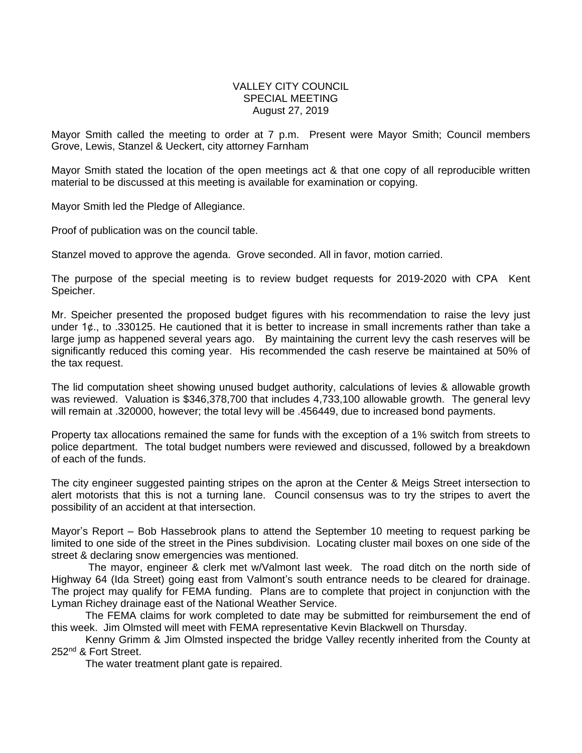VALLEY CITY COUNCIL
SPECIAL MEETING
August 27, 2019

Mayor Smith called the meeting to order at 7 p.m. Present were Mayor Smith; Council members Grove, Lewis, Stanzel & Ueckert, city attorney Farnham

Mayor Smith stated the location of the open meetings act & that one copy of all reproducible written material to be discussed at this meeting is available for examination or copying.

Mayor Smith led the Pledge of Allegiance.

Proof of publication was on the council table.

Stanzel moved to approve the agenda. Grove seconded. All in favor, motion carried.

The purpose of the special meeting is to review budget requests for 2019-2020 with CPA Kent Speicher.

Mr. Speicher presented the proposed budget figures with his recommendation to raise the levy just under 1¢., to .330125. He cautioned that it is better to increase in small increments rather than take a large jump as happened several years ago. By maintaining the current levy the cash reserves will be significantly reduced this coming year. His recommended the cash reserve be maintained at 50% of the tax request.

The lid computation sheet showing unused budget authority, calculations of levies & allowable growth was reviewed. Valuation is $346,378,700 that includes 4,733,100 allowable growth. The general levy will remain at .320000, however; the total levy will be .456449, due to increased bond payments.

Property tax allocations remained the same for funds with the exception of a 1% switch from streets to police department. The total budget numbers were reviewed and discussed, followed by a breakdown of each of the funds.

The city engineer suggested painting stripes on the apron at the Center & Meigs Street intersection to alert motorists that this is not a turning lane. Council consensus was to try the stripes to avert the possibility of an accident at that intersection.

Mayor's Report – Bob Hassebrook plans to attend the September 10 meeting to request parking be limited to one side of the street in the Pines subdivision. Locating cluster mail boxes on one side of the street & declaring snow emergencies was mentioned.

The mayor, engineer & clerk met w/Valmont last week. The road ditch on the north side of Highway 64 (Ida Street) going east from Valmont's south entrance needs to be cleared for drainage. The project may qualify for FEMA funding. Plans are to complete that project in conjunction with the Lyman Richey drainage east of the National Weather Service.

The FEMA claims for work completed to date may be submitted for reimbursement the end of this week. Jim Olmsted will meet with FEMA representative Kevin Blackwell on Thursday.

Kenny Grimm & Jim Olmsted inspected the bridge Valley recently inherited from the County at 252nd & Fort Street.

The water treatment plant gate is repaired.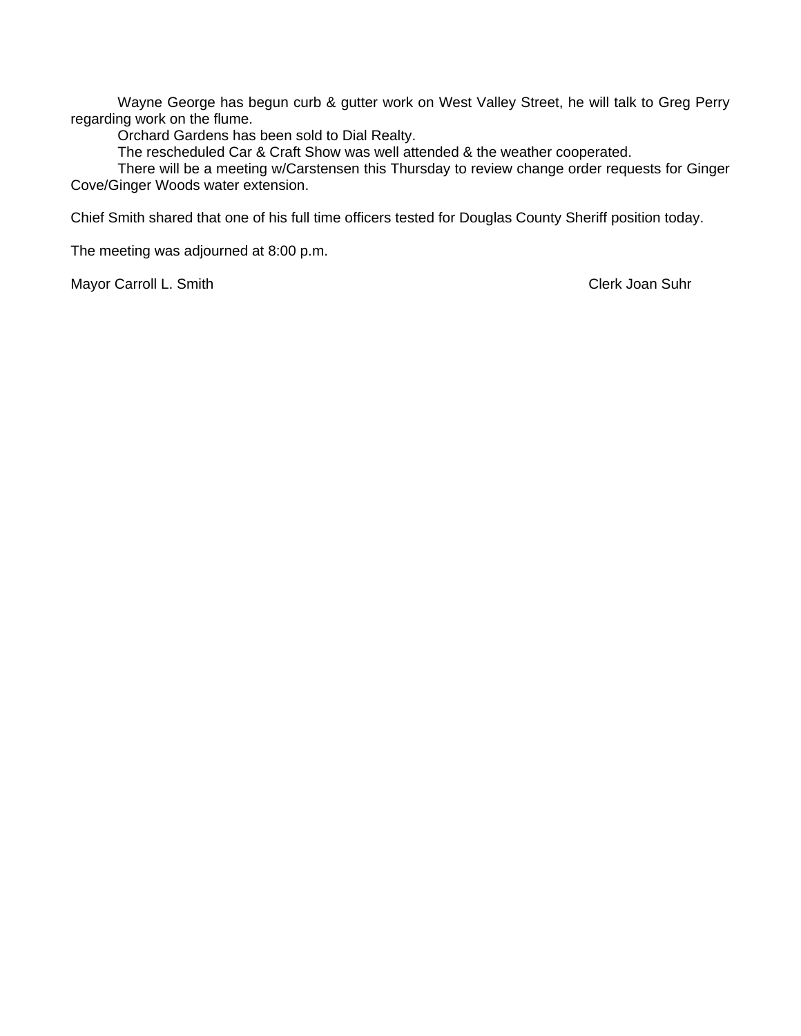Wayne George has begun curb & gutter work on West Valley Street, he will talk to Greg Perry regarding work on the flume.

Orchard Gardens has been sold to Dial Realty.

The rescheduled Car & Craft Show was well attended & the weather cooperated.

There will be a meeting w/Carstensen this Thursday to review change order requests for Ginger Cove/Ginger Woods water extension.

Chief Smith shared that one of his full time officers tested for Douglas County Sheriff position today.

The meeting was adjourned at 8:00 p.m.

Mayor Carroll L. Smith                                                                 Clerk Joan Suhr